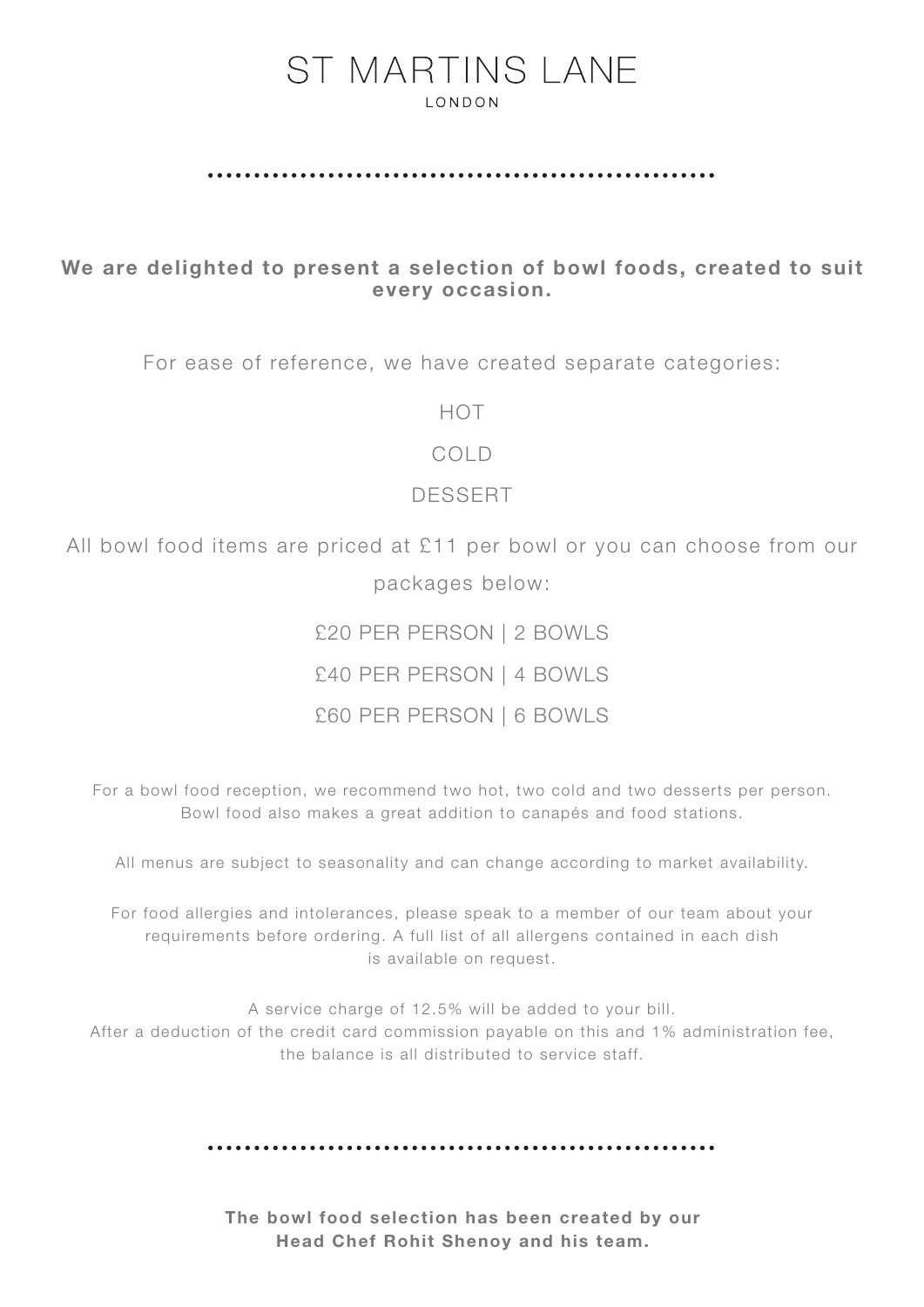# ST MARTINS LANE

LONDON

**We are delighted to present a selection of bowl foods, created to suit every occasion.**

For ease of reference, we have created separate categories:

HOT

COLD

DESSERT

All bowl food items are priced at £11 per bowl or you can choose from our packages below:

£20 PER PERSON | 2 BOWLS

£40 PER PERSON | 4 BOWLS

£60 PER PERSON | 6 BOWLS

For a bowl food reception, we recommend two hot, two cold and two desserts per person. Bowl food also makes a great addition to canapés and food stations.

All menus are subject to seasonality and can change according to market availability.

For food allergies and intolerances, please speak to a member of our team about your requirements before ordering. A full list of all allergens contained in each dish is available on request.

A service charge of 12.5% will be added to your bill.
After a deduction of the credit card commission payable on this and 1% administration fee, the balance is all distributed to service staff.

**The bowl food selection has been created by our Head Chef Rohit Shenoy and his team.**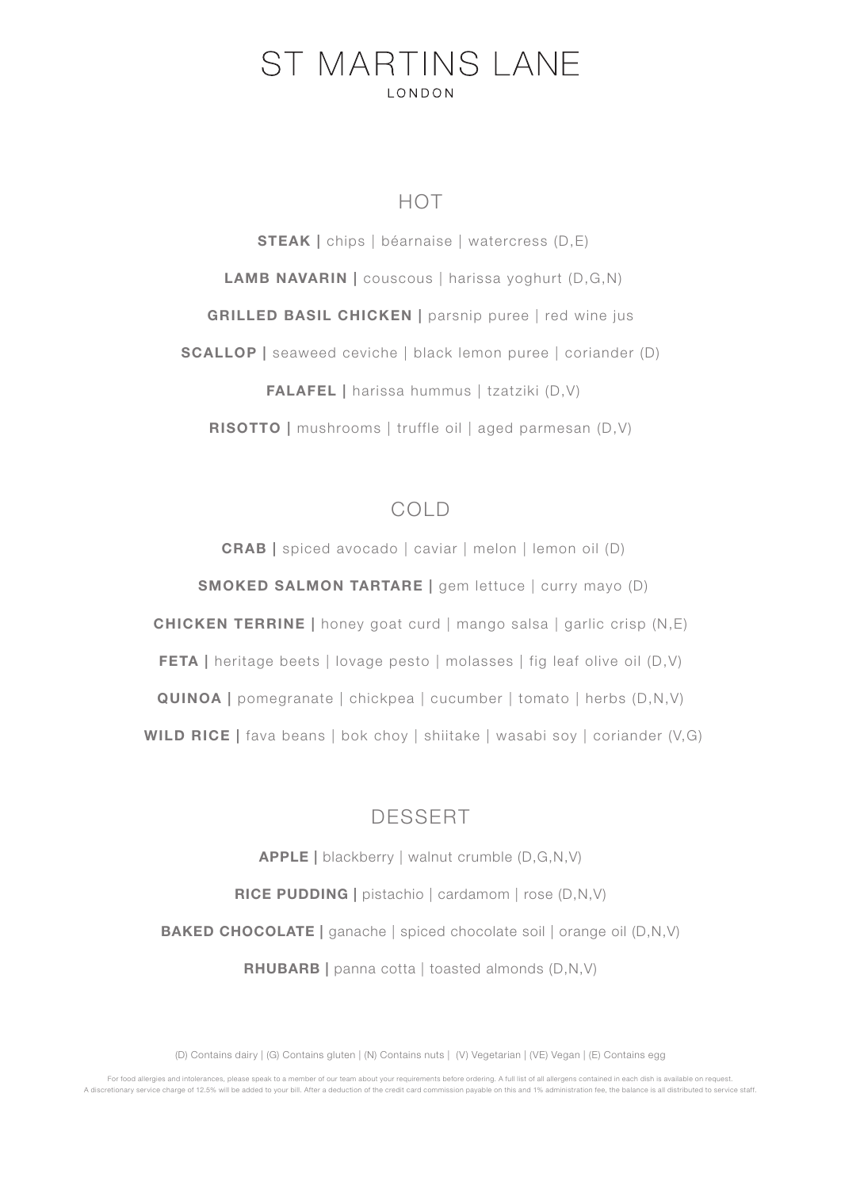# ST MARTINS LANE

LONDON

## HOT

**STEAK |** chips | béarnaise | watercress (D,E)

**LAMB NAVARIN |** couscous | harissa yoghurt (D,G,N)

**GRILLED BASIL CHICKEN |** parsnip puree | red wine jus

**SCALLOP |** seaweed ceviche | black lemon puree | coriander (D)

**FALAFEL |** harissa hummus | tzatziki (D,V)

**RISOTTO |** mushrooms | truffle oil | aged parmesan (D,V)

## COLD

**CRAB |** spiced avocado | caviar | melon | lemon oil (D)

**SMOKED SALMON TARTARE |** gem lettuce | curry mayo (D)

**CHICKEN TERRINE |** honey goat curd | mango salsa | garlic crisp (N,E)

**FETA |** heritage beets | lovage pesto | molasses | fig leaf olive oil (D,V)

**QUINOA |** pomegranate | chickpea | cucumber | tomato | herbs (D,N,V)

**WILD RICE |** fava beans | bok choy | shiitake | wasabi soy | coriander (V,G)

## DESSERT

**APPLE |** blackberry | walnut crumble (D,G,N,V)

**RICE PUDDING |** pistachio | cardamom | rose (D,N,V)

**BAKED CHOCOLATE |** ganache | spiced chocolate soil | orange oil (D,N,V)

**RHUBARB |** panna cotta | toasted almonds (D,N,V)

(D) Contains dairy | (G) Contains gluten | (N) Contains nuts | (V) Vegetarian | (VE) Vegan | (E) Contains egg

For food allergies and intolerances, please speak to a member of our team about your requirements before ordering. A full list of all allergens contained in each dish is available on request.
A discretionary service charge of 12.5% will be added to your bill. After a deduction of the credit card commission payable on this and 1% administration fee, the balance is all distributed to service staff.